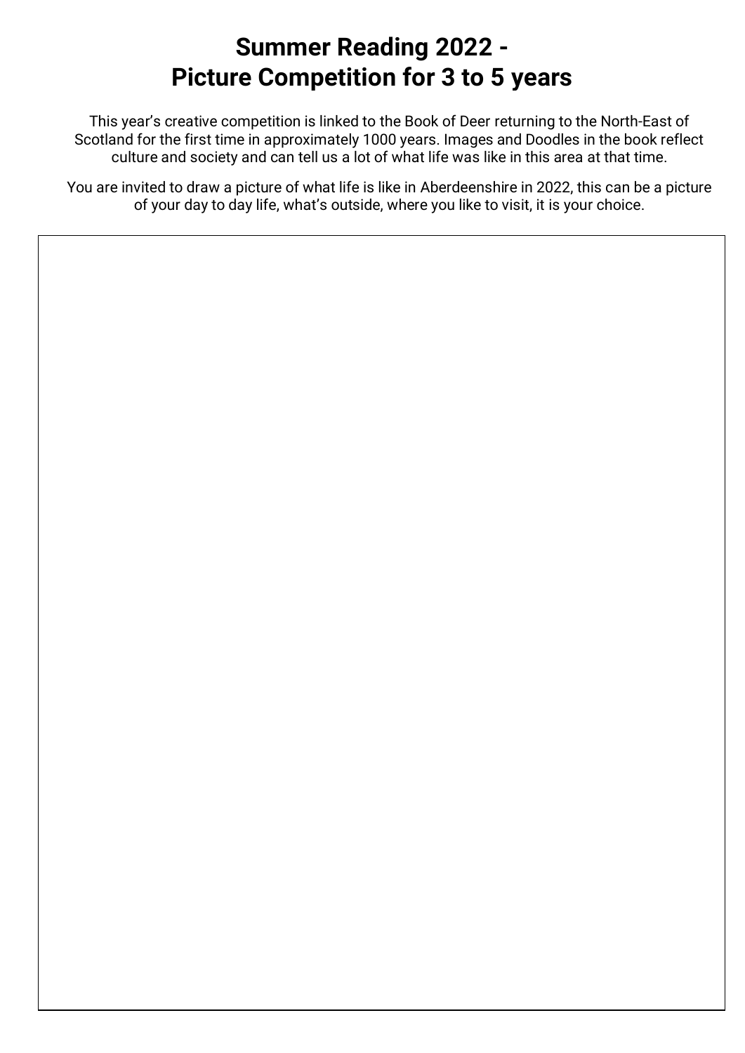# Summer Reading 2022 - Picture Competition for 3 to 5 years

This year's creative competition is linked to the Book of Deer returning to the North-East of Scotland for the first time in approximately 1000 years. Images and Doodles in the book reflect culture and society and can tell us a lot of what life was like in this area at that time.

You are invited to draw a picture of what life is like in Aberdeenshire in 2022, this can be a picture of your day to day life, what's outside, where you like to visit, it is your choice.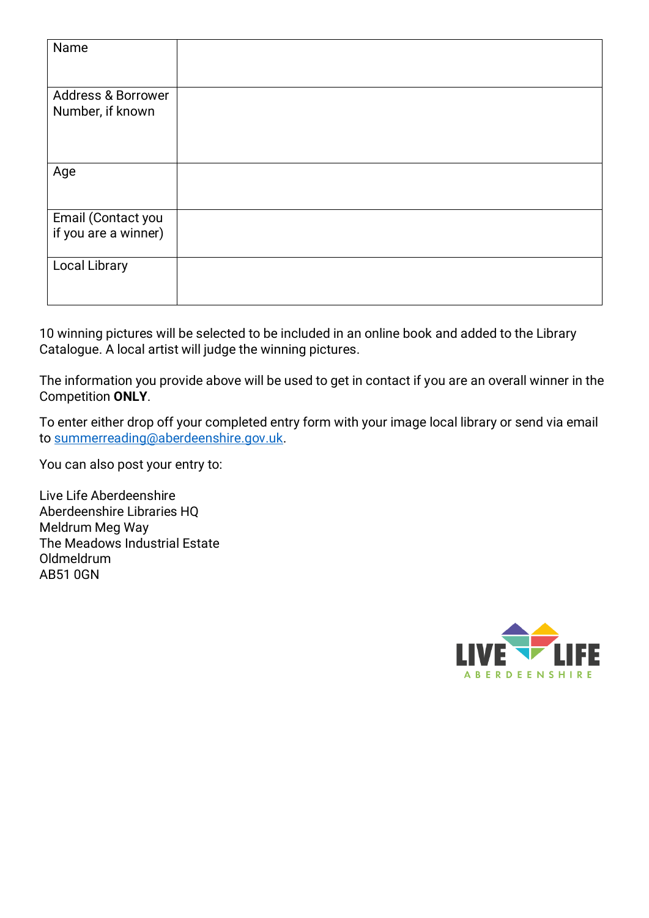| | |
|---|---|
| Name | |
| Address & Borrower Number, if known | |
| Age | |
| Email (Contact you if you are a winner) | |
| Local Library | |

10 winning pictures will be selected to be included in an online book and added to the Library Catalogue. A local artist will judge the winning pictures.

The information you provide above will be used to get in contact if you are an overall winner in the Competition **ONLY**.

To enter either drop off your completed entry form with your image local library or send via email to summerreading@aberdeenshire.gov.uk.

You can also post your entry to:

Live Life Aberdeenshire  
Aberdeenshire Libraries HQ  
Meldrum Meg Way  
The Meadows Industrial Estate  
Oldmeldrum  
AB51 0GN

LIVE LIFE ABERDEENSHIRE